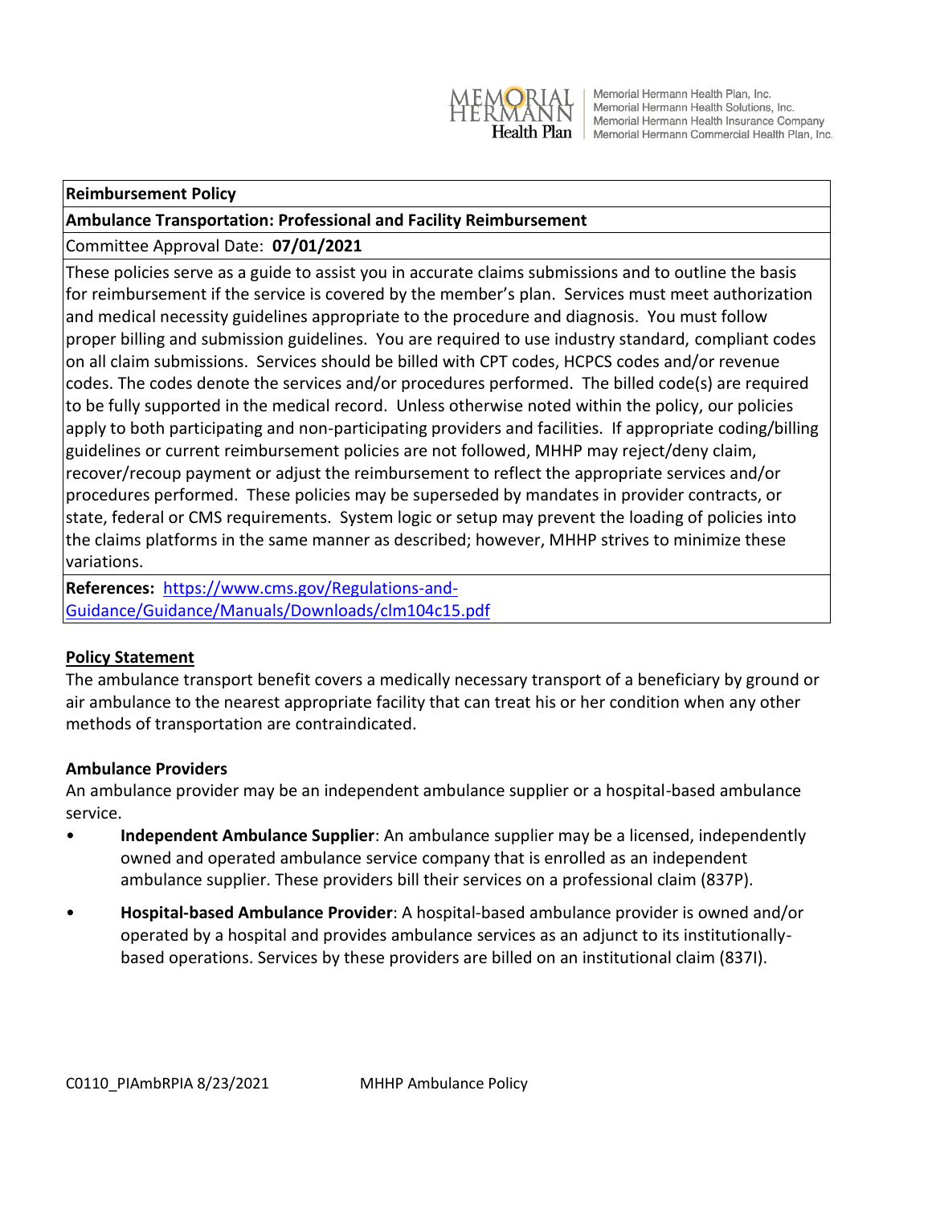Memorial Hermann Health Plan, Inc.
Memorial Hermann Health Solutions, Inc.
Memorial Hermann Health Insurance Company
Memorial Hermann Commercial Health Plan, Inc.

| **Reimbursement Policy** |
| --- |
| **Ambulance Transportation: Professional and Facility Reimbursement** |
| Committee Approval Date: **07/01/2021** |
| These policies serve as a guide to assist you in accurate claims submissions and to outline the basis for reimbursement if the service is covered by the member's plan. Services must meet authorization and medical necessity guidelines appropriate to the procedure and diagnosis. You must follow proper billing and submission guidelines. You are required to use industry standard, compliant codes on all claim submissions. Services should be billed with CPT codes, HCPCS codes and/or revenue codes. The codes denote the services and/or procedures performed. The billed code(s) are required to be fully supported in the medical record. Unless otherwise noted within the policy, our policies apply to both participating and non-participating providers and facilities. If appropriate coding/billing guidelines or current reimbursement policies are not followed, MHHP may reject/deny claim, recover/recoup payment or adjust the reimbursement to reflect the appropriate services and/or procedures performed. These policies may be superseded by mandates in provider contracts, or state, federal or CMS requirements. System logic or setup may prevent the loading of policies into the claims platforms in the same manner as described; however, MHHP strives to minimize these variations. |
| **References:** [https://www.cms.gov/Regulations-and-Guidance/Guidance/Manuals/Downloads/clm104c15.pdf](https://www.cms.gov/Regulations-and-Guidance/Guidance/Manuals/Downloads/clm104c15.pdf) |

## Policy Statement

The ambulance transport benefit covers a medically necessary transport of a beneficiary by ground or air ambulance to the nearest appropriate facility that can treat his or her condition when any other methods of transportation are contraindicated.

### Ambulance Providers

An ambulance provider may be an independent ambulance supplier or a hospital-based ambulance service.

- **Independent Ambulance Supplier**: An ambulance supplier may be a licensed, independently owned and operated ambulance service company that is enrolled as an independent ambulance supplier. These providers bill their services on a professional claim (837P).
- **Hospital-based Ambulance Provider**: A hospital-based ambulance provider is owned and/or operated by a hospital and provides ambulance services as an adjunct to its institutionally-based operations. Services by these providers are billed on an institutional claim (837I).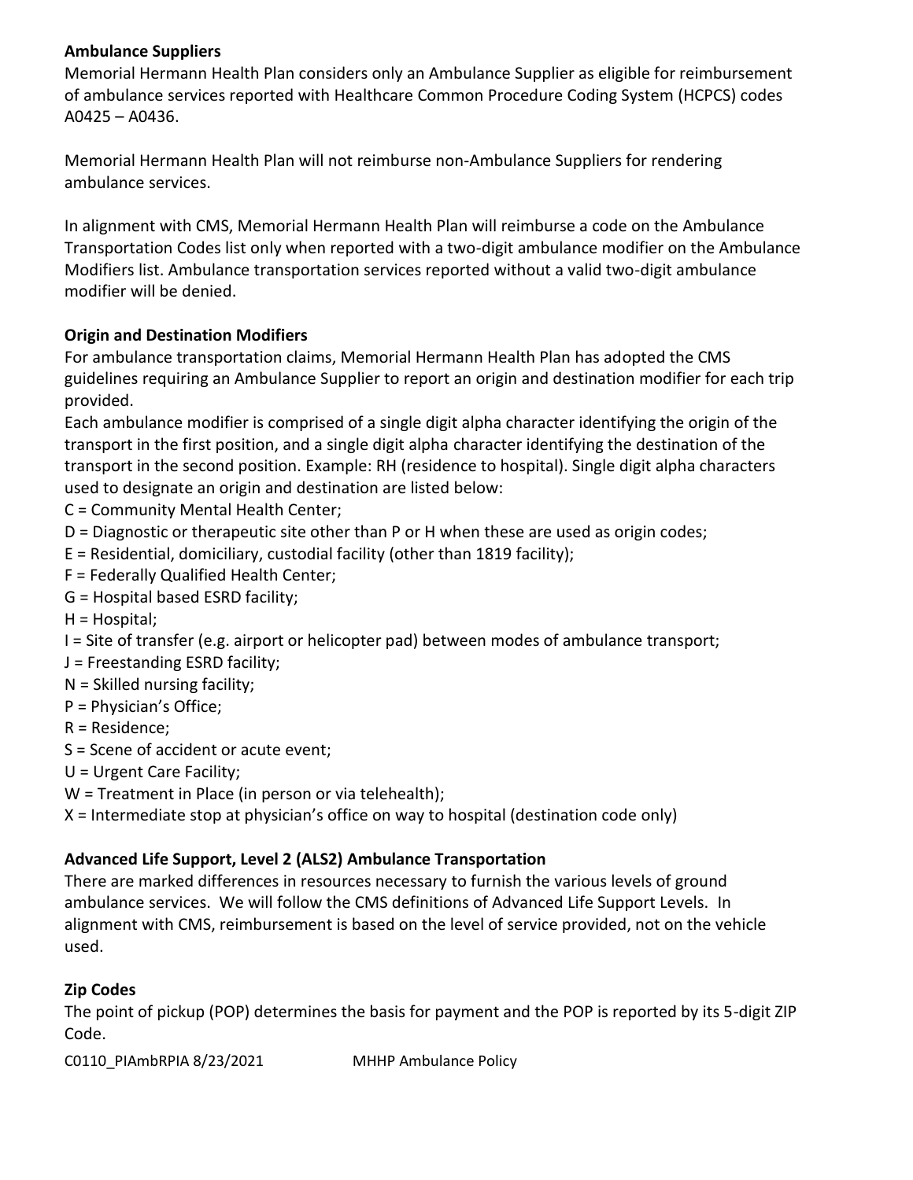**Ambulance Suppliers**

Memorial Hermann Health Plan considers only an Ambulance Supplier as eligible for reimbursement of ambulance services reported with Healthcare Common Procedure Coding System (HCPCS) codes A0425 – A0436.

Memorial Hermann Health Plan will not reimburse non-Ambulance Suppliers for rendering ambulance services.

In alignment with CMS, Memorial Hermann Health Plan will reimburse a code on the Ambulance Transportation Codes list only when reported with a two-digit ambulance modifier on the Ambulance Modifiers list. Ambulance transportation services reported without a valid two-digit ambulance modifier will be denied.

**Origin and Destination Modifiers**

For ambulance transportation claims, Memorial Hermann Health Plan has adopted the CMS guidelines requiring an Ambulance Supplier to report an origin and destination modifier for each trip provided.

Each ambulance modifier is comprised of a single digit alpha character identifying the origin of the transport in the first position, and a single digit alpha character identifying the destination of the transport in the second position. Example: RH (residence to hospital). Single digit alpha characters used to designate an origin and destination are listed below:

C = Community Mental Health Center;
D = Diagnostic or therapeutic site other than P or H when these are used as origin codes;
E = Residential, domiciliary, custodial facility (other than 1819 facility);
F = Federally Qualified Health Center;
G = Hospital based ESRD facility;
H = Hospital;
I = Site of transfer (e.g. airport or helicopter pad) between modes of ambulance transport;
J = Freestanding ESRD facility;
N = Skilled nursing facility;
P = Physician's Office;
R = Residence;
S = Scene of accident or acute event;
U = Urgent Care Facility;
W = Treatment in Place (in person or via telehealth);
X = Intermediate stop at physician's office on way to hospital (destination code only)

**Advanced Life Support, Level 2 (ALS2) Ambulance Transportation**

There are marked differences in resources necessary to furnish the various levels of ground ambulance services. We will follow the CMS definitions of Advanced Life Support Levels. In alignment with CMS, reimbursement is based on the level of service provided, not on the vehicle used.

**Zip Codes**

The point of pickup (POP) determines the basis for payment and the POP is reported by its 5-digit ZIP Code.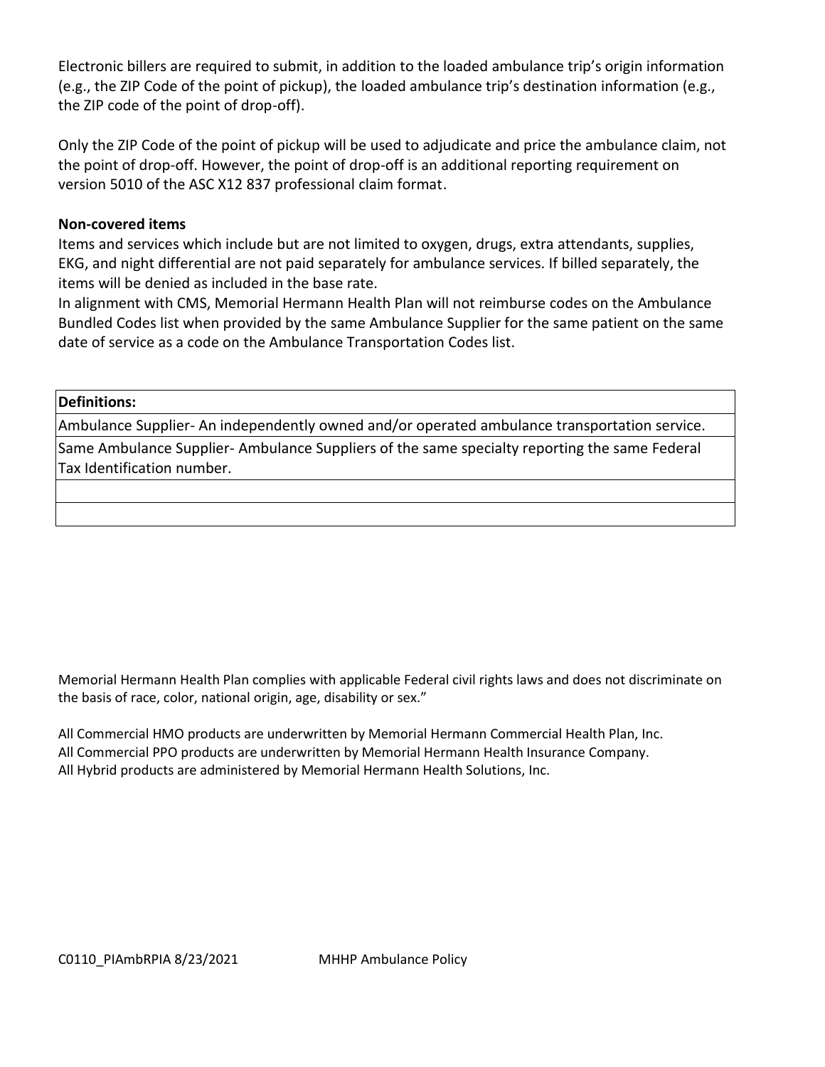Electronic billers are required to submit, in addition to the loaded ambulance trip's origin information (e.g., the ZIP Code of the point of pickup), the loaded ambulance trip's destination information (e.g., the ZIP code of the point of drop-off).

Only the ZIP Code of the point of pickup will be used to adjudicate and price the ambulance claim, not the point of drop-off. However, the point of drop-off is an additional reporting requirement on version 5010 of the ASC X12 837 professional claim format.

**Non-covered items**

Items and services which include but are not limited to oxygen, drugs, extra attendants, supplies, EKG, and night differential are not paid separately for ambulance services. If billed separately, the items will be denied as included in the base rate.

In alignment with CMS, Memorial Hermann Health Plan will not reimburse codes on the Ambulance Bundled Codes list when provided by the same Ambulance Supplier for the same patient on the same date of service as a code on the Ambulance Transportation Codes list.

| **Definitions:** |
|---|
| Ambulance Supplier- An independently owned and/or operated ambulance transportation service. |
| Same Ambulance Supplier- Ambulance Suppliers of the same specialty reporting the same Federal Tax Identification number. |
| |
| |

Memorial Hermann Health Plan complies with applicable Federal civil rights laws and does not discriminate on the basis of race, color, national origin, age, disability or sex."

All Commercial HMO products are underwritten by Memorial Hermann Commercial Health Plan, Inc.
All Commercial PPO products are underwritten by Memorial Hermann Health Insurance Company.
All Hybrid products are administered by Memorial Hermann Health Solutions, Inc.

C0110_PIAmbRPIA 8/23/2021 MHHP Ambulance Policy